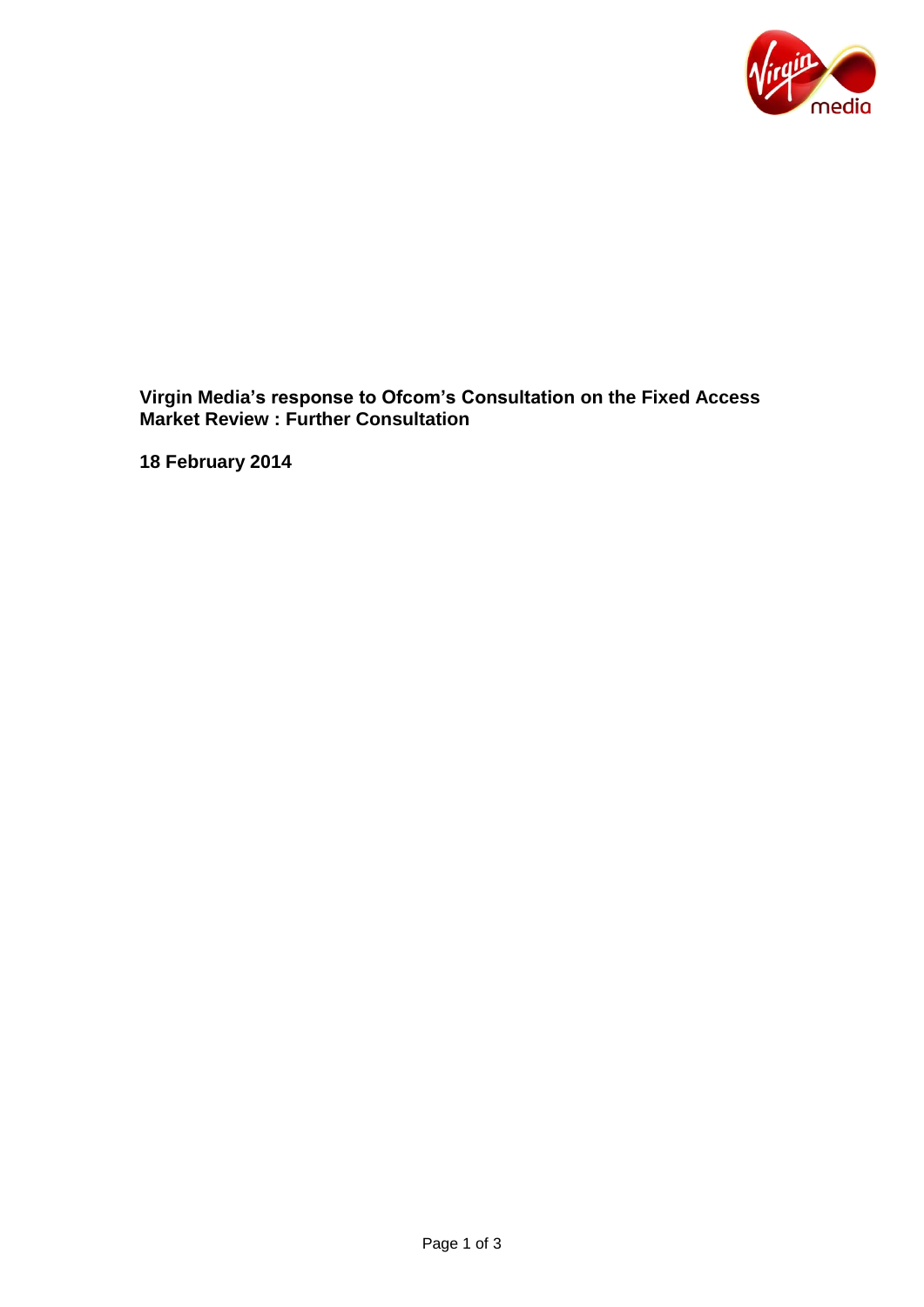**Virgin Media's response to Ofcom's Consultation on the Fixed Access Market Review : Further Consultation**

**18 February 2014**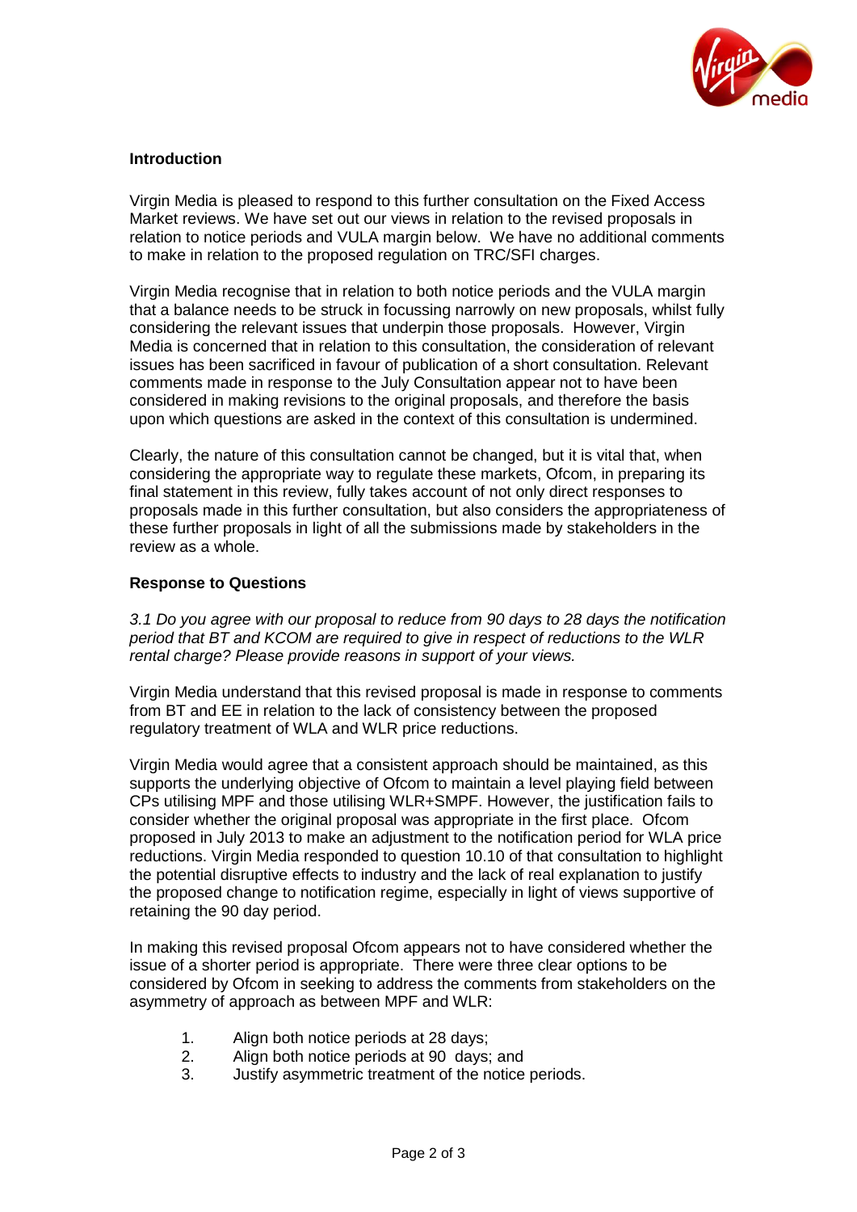**Introduction**

Virgin Media is pleased to respond to this further consultation on the Fixed Access Market reviews. We have set out our views in relation to the revised proposals in relation to notice periods and VULA margin below. We have no additional comments to make in relation to the proposed regulation on TRC/SFI charges.

Virgin Media recognise that in relation to both notice periods and the VULA margin that a balance needs to be struck in focussing narrowly on new proposals, whilst fully considering the relevant issues that underpin those proposals. However, Virgin Media is concerned that in relation to this consultation, the consideration of relevant issues has been sacrificed in favour of publication of a short consultation. Relevant comments made in response to the July Consultation appear not to have been considered in making revisions to the original proposals, and therefore the basis upon which questions are asked in the context of this consultation is undermined.

Clearly, the nature of this consultation cannot be changed, but it is vital that, when considering the appropriate way to regulate these markets, Ofcom, in preparing its final statement in this review, fully takes account of not only direct responses to proposals made in this further consultation, but also considers the appropriateness of these further proposals in light of all the submissions made by stakeholders in the review as a whole.

**Response to Questions**

*3.1 Do you agree with our proposal to reduce from 90 days to 28 days the notification period that BT and KCOM are required to give in respect of reductions to the WLR rental charge? Please provide reasons in support of your views.*

Virgin Media understand that this revised proposal is made in response to comments from BT and EE in relation to the lack of consistency between the proposed regulatory treatment of WLA and WLR price reductions.

Virgin Media would agree that a consistent approach should be maintained, as this supports the underlying objective of Ofcom to maintain a level playing field between CPs utilising MPF and those utilising WLR+SMPF. However, the justification fails to consider whether the original proposal was appropriate in the first place. Ofcom proposed in July 2013 to make an adjustment to the notification period for WLA price reductions. Virgin Media responded to question 10.10 of that consultation to highlight the potential disruptive effects to industry and the lack of real explanation to justify the proposed change to notification regime, especially in light of views supportive of retaining the 90 day period.

In making this revised proposal Ofcom appears not to have considered whether the issue of a shorter period is appropriate. There were three clear options to be considered by Ofcom in seeking to address the comments from stakeholders on the asymmetry of approach as between MPF and WLR:

1. Align both notice periods at 28 days;
2. Align both notice periods at 90 days; and
3. Justify asymmetric treatment of the notice periods.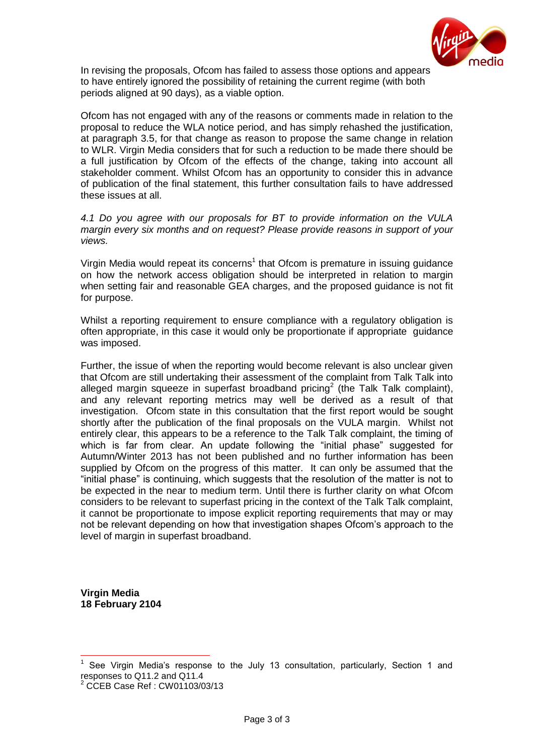In revising the proposals, Ofcom has failed to assess those options and appears to have entirely ignored the possibility of retaining the current regime (with both periods aligned at 90 days), as a viable option.

Ofcom has not engaged with any of the reasons or comments made in relation to the proposal to reduce the WLA notice period, and has simply rehashed the justification, at paragraph 3.5, for that change as reason to propose the same change in relation to WLR. Virgin Media considers that for such a reduction to be made there should be a full justification by Ofcom of the effects of the change, taking into account all stakeholder comment. Whilst Ofcom has an opportunity to consider this in advance of publication of the final statement, this further consultation fails to have addressed these issues at all.

*4.1 Do you agree with our proposals for BT to provide information on the VULA margin every six months and on request? Please provide reasons in support of your views.*

Virgin Media would repeat its concerns[1] that Ofcom is premature in issuing guidance on how the network access obligation should be interpreted in relation to margin when setting fair and reasonable GEA charges, and the proposed guidance is not fit for purpose.

Whilst a reporting requirement to ensure compliance with a regulatory obligation is often appropriate, in this case it would only be proportionate if appropriate guidance was imposed.

Further, the issue of when the reporting would become relevant is also unclear given that Ofcom are still undertaking their assessment of the complaint from Talk Talk into alleged margin squeeze in superfast broadband pricing[2] (the Talk Talk complaint), and any relevant reporting metrics may well be derived as a result of that investigation. Ofcom state in this consultation that the first report would be sought shortly after the publication of the final proposals on the VULA margin. Whilst not entirely clear, this appears to be a reference to the Talk Talk complaint, the timing of which is far from clear. An update following the "initial phase" suggested for Autumn/Winter 2013 has not been published and no further information has been supplied by Ofcom on the progress of this matter. It can only be assumed that the "initial phase" is continuing, which suggests that the resolution of the matter is not to be expected in the near to medium term. Until there is further clarity on what Ofcom considers to be relevant to superfast pricing in the context of the Talk Talk complaint, it cannot be proportionate to impose explicit reporting requirements that may or may not be relevant depending on how that investigation shapes Ofcom's approach to the level of margin in superfast broadband.

**Virgin Media**
**18 February 2104**

---

[1] See Virgin Media's response to the July 13 consultation, particularly, Section 1 and responses to Q11.2 and Q11.4

[2] CCEB Case Ref : CW01103/03/13